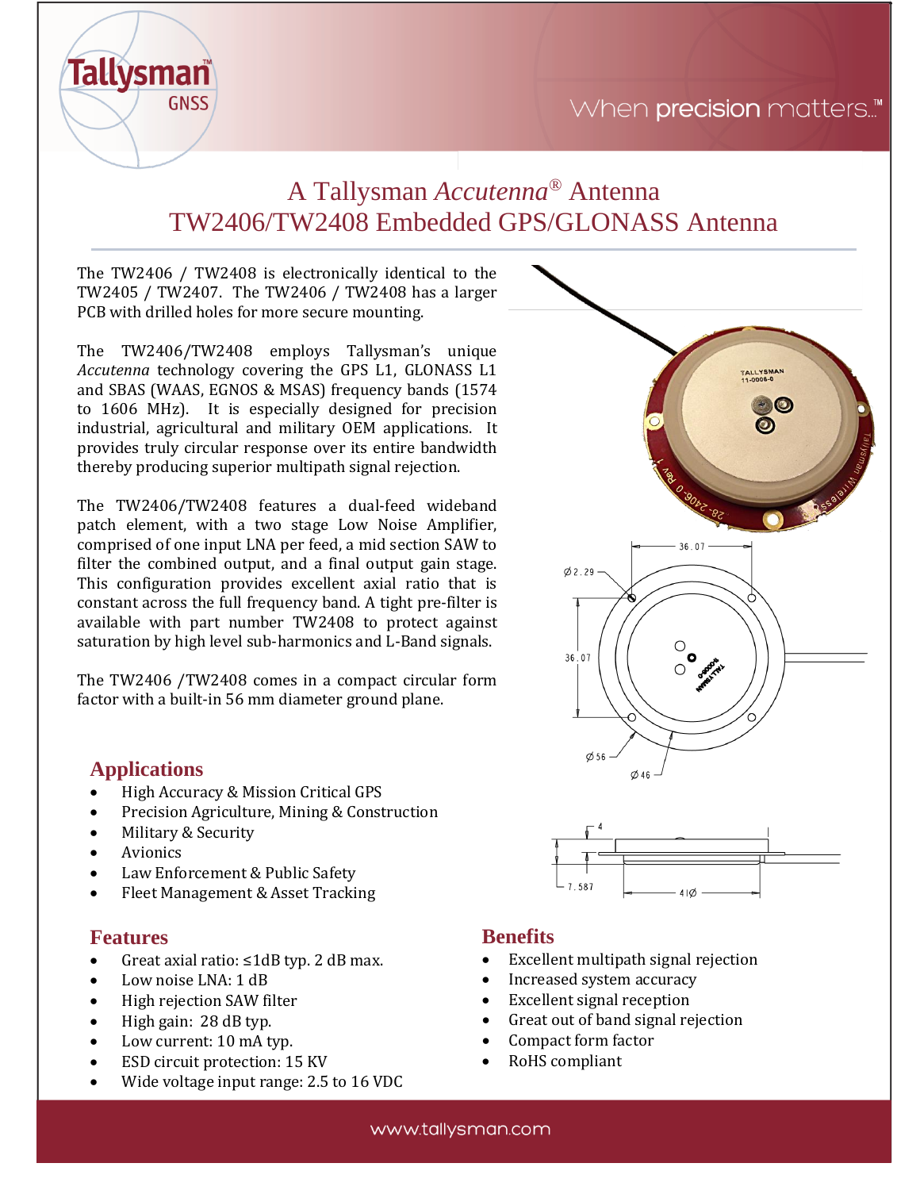# A Tallysman *Accutenna*® Antenna
# TW2406/TW2408 Embedded GPS/GLONASS Antenna

The TW2406 / TW2408 is electronically identical to the TW2405 / TW2407. The TW2406 / TW2408 has a larger PCB with drilled holes for more secure mounting.

The TW2406/TW2408 employs Tallysman's unique *Accutenna* technology covering the GPS L1, GLONASS L1 and SBAS (WAAS, EGNOS & MSAS) frequency bands (1574 to 1606 MHz). It is especially designed for precision industrial, agricultural and military OEM applications. It provides truly circular response over its entire bandwidth thereby producing superior multipath signal rejection.

The TW2406/TW2408 features a dual-feed wideband patch element, with a two stage Low Noise Amplifier, comprised of one input LNA per feed, a mid section SAW to filter the combined output, and a final output gain stage. This configuration provides excellent axial ratio that is constant across the full frequency band. A tight pre-filter is available with part number TW2408 to protect against saturation by high level sub-harmonics and L-Band signals.

The TW2406 /TW2408 comes in a compact circular form factor with a built-in 56 mm diameter ground plane.

## Applications

- High Accuracy & Mission Critical GPS
- Precision Agriculture, Mining & Construction
- Military & Security
- Avionics
- Law Enforcement & Public Safety
- Fleet Management & Asset Tracking

## Features

- Great axial ratio: ≤1dB typ. 2 dB max.
- Low noise LNA: 1 dB
- High rejection SAW filter
- High gain: 28 dB typ.
- Low current: 10 mA typ.
- ESD circuit protection: 15 KV
- Wide voltage input range: 2.5 to 16 VDC

## Benefits

- Excellent multipath signal rejection
- Increased system accuracy
- Excellent signal reception
- Great out of band signal rejection
- Compact form factor
- RoHS compliant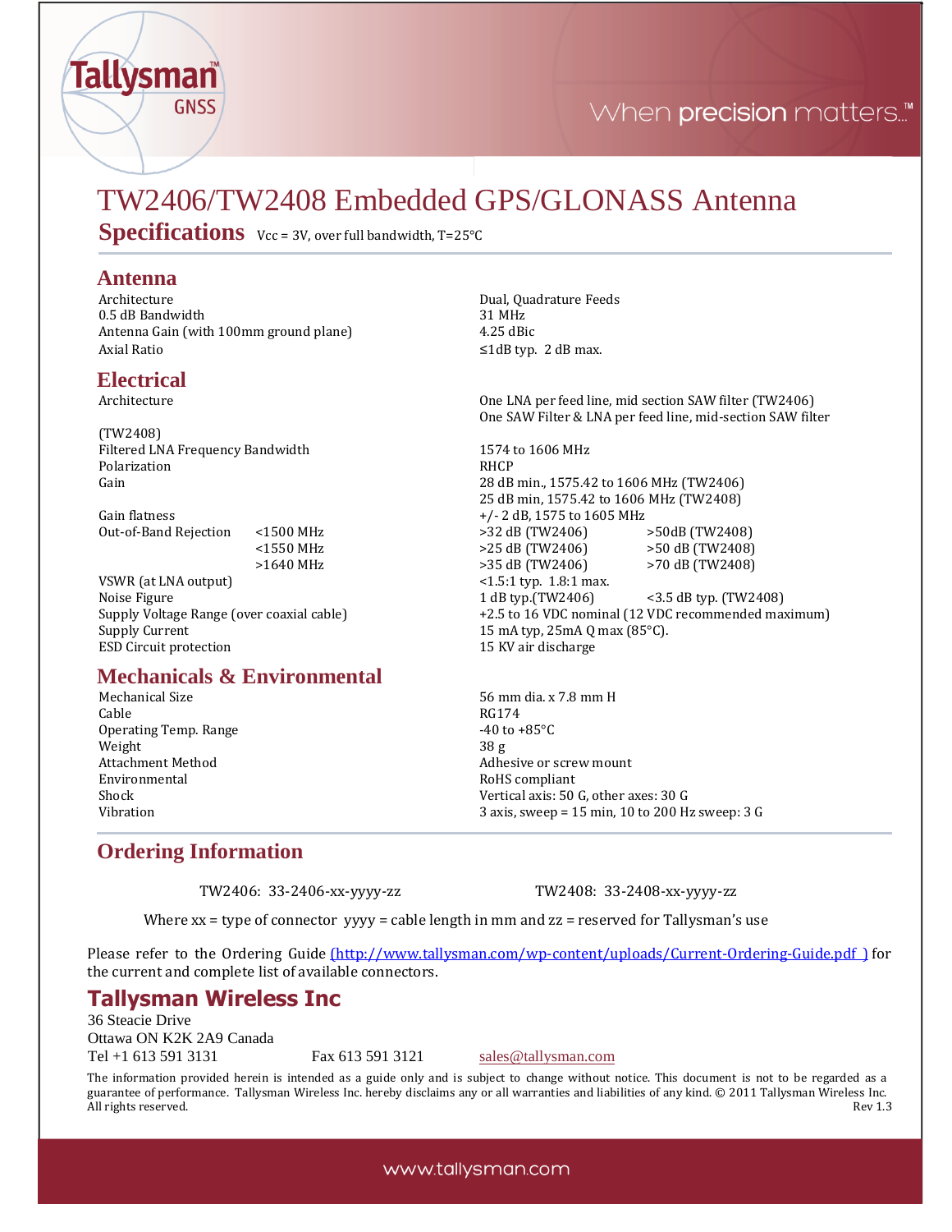# TW2406/TW2408 Embedded GPS/GLONASS Antenna

## Specifications

Vcc = 3V, over full bandwidth, T=25°C

### Antenna

| | |
|---|---|
| Architecture | Dual, Quadrature Feeds |
| 0.5 dB Bandwidth | 31 MHz |
| Antenna Gain (with 100mm ground plane) | 4.25 dBic |
| Axial Ratio | ≤1dB typ. 2 dB max. |

### Electrical

| | | | |
|---|---|---|---|
| Architecture | | One LNA per feed line, mid section SAW filter (TW2406) | |
| | | One SAW Filter & LNA per feed line, mid-section SAW filter | |
| (TW2408) | | | |
| Filtered LNA Frequency Bandwidth | | 1574 to 1606 MHz | |
| Polarization | | RHCP | |
| Gain | | 28 dB min., 1575.42 to 1606 MHz (TW2406) | |
| | | 25 dB min, 1575.42 to 1606 MHz (TW2408) | |
| Gain flatness | | +/- 2 dB, 1575 to 1605 MHz | |
| Out-of-Band Rejection | <1500 MHz | >32 dB (TW2406) | >50dB (TW2408) |
| | <1550 MHz | >25 dB (TW2406) | >50 dB (TW2408) |
| | >1640 MHz | >35 dB (TW2406) | >70 dB (TW2408) |
| VSWR (at LNA output) | | <1.5:1 typ. 1.8:1 max. | |
| Noise Figure | | 1 dB typ.(TW2406) | <3.5 dB typ. (TW2408) |
| Supply Voltage Range (over coaxial cable) | | +2.5 to 16 VDC nominal (12 VDC recommended maximum) | |
| Supply Current | | 15 mA typ, 25mA Q max (85°C). | |
| ESD Circuit protection | | 15 KV air discharge | |

### Mechanicals & Environmental

| | |
|---|---|
| Mechanical Size | 56 mm dia. x 7.8 mm H |
| Cable | RG174 |
| Operating Temp. Range | -40 to +85°C |
| Weight | 38 g |
| Attachment Method | Adhesive or screw mount |
| Environmental | RoHS compliant |
| Shock | Vertical axis: 50 G, other axes: 30 G |
| Vibration | 3 axis, sweep = 15 min, 10 to 200 Hz sweep: 3 G |

### Ordering Information

TW2406: 33-2406-xx-yyyy-zz          TW2408: 33-2408-xx-yyyy-zz

Where xx = type of connector yyyy = cable length in mm and zz = reserved for Tallysman's use

Please refer to the Ordering Guide (http://www.tallysman.com/wp-content/uploads/Current-Ordering-Guide.pdf ) for the current and complete list of available connectors.

## Tallysman Wireless Inc

36 Steacie Drive
Ottawa ON K2K 2A9 Canada
Tel +1 613 591 3131    Fax 613 591 3121    sales@tallysman.com

The information provided herein is intended as a guide only and is subject to change without notice. This document is not to be regarded as a guarantee of performance. Tallysman Wireless Inc. hereby disclaims any or all warranties and liabilities of any kind. © 2011 Tallysman Wireless Inc. All rights reserved.

Rev 1.3